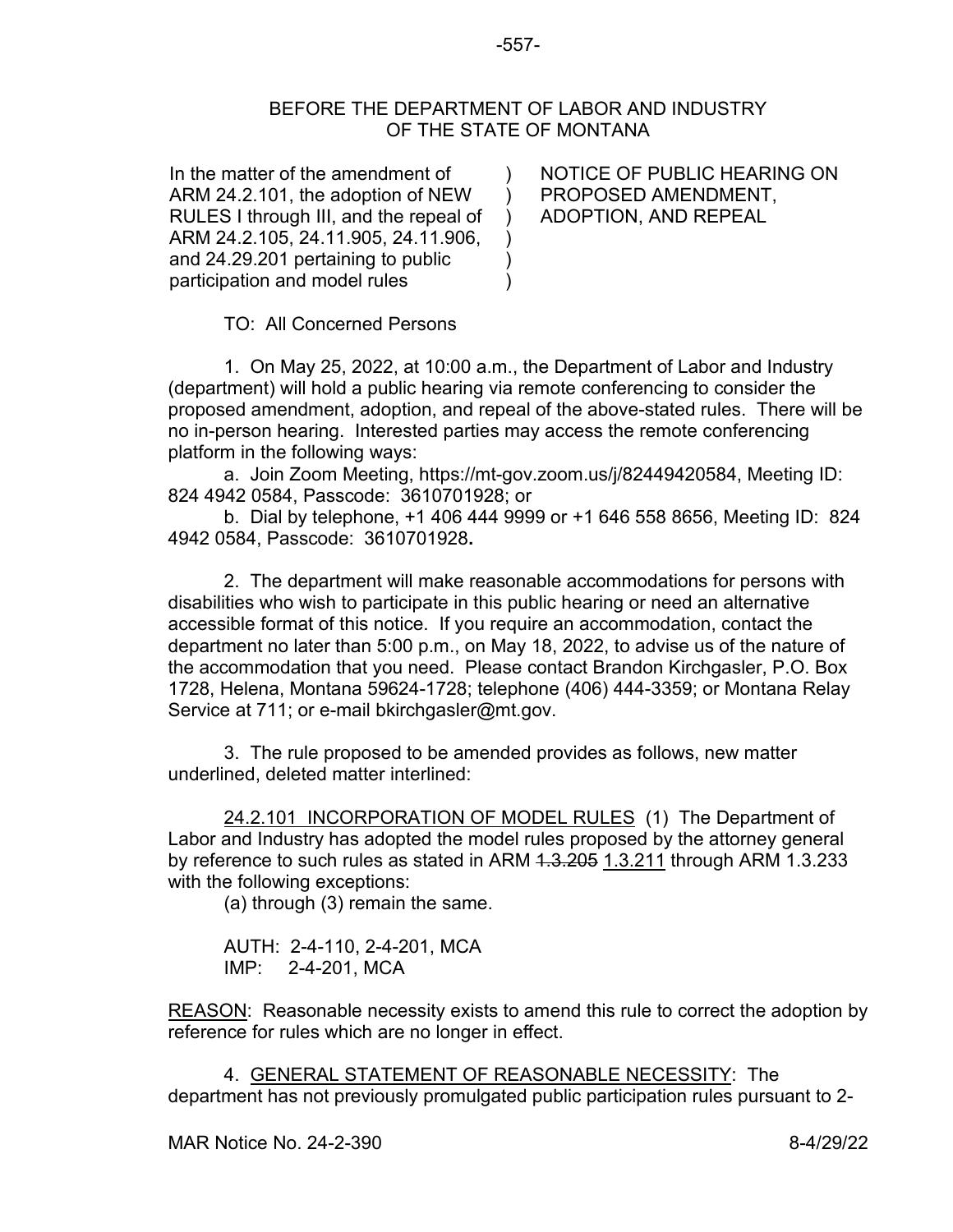BEFORE THE DEPARTMENT OF LABOR AND INDUSTRY
OF THE STATE OF MONTANA

| | | |
|---|---|---|
| In the matter of the amendment of ARM 24.2.101, the adoption of NEW RULES I through III, and the repeal of ARM 24.2.105, 24.11.905, 24.11.906, and 24.29.201 pertaining to public participation and model rules | ) | NOTICE OF PUBLIC HEARING ON PROPOSED AMENDMENT, ADOPTION, AND REPEAL |

TO: All Concerned Persons

1. On May 25, 2022, at 10:00 a.m., the Department of Labor and Industry (department) will hold a public hearing via remote conferencing to consider the proposed amendment, adoption, and repeal of the above-stated rules. There will be no in-person hearing. Interested parties may access the remote conferencing platform in the following ways:

a. Join Zoom Meeting, https://mt-gov.zoom.us/j/82449420584, Meeting ID: 824 4942 0584, Passcode: 3610701928; or

b. Dial by telephone, +1 406 444 9999 or +1 646 558 8656, Meeting ID: 824 4942 0584, Passcode: 3610701928**.**

2. The department will make reasonable accommodations for persons with disabilities who wish to participate in this public hearing or need an alternative accessible format of this notice. If you require an accommodation, contact the department no later than 5:00 p.m., on May 18, 2022, to advise us of the nature of the accommodation that you need. Please contact Brandon Kirchgasler, P.O. Box 1728, Helena, Montana 59624-1728; telephone (406) 444-3359; or Montana Relay Service at 711; or e-mail bkirchgasler@mt.gov.

3. The rule proposed to be amended provides as follows, new matter underlined, deleted matter interlined:

<u>24.2.101 INCORPORATION OF MODEL RULES</u> (1) The Department of Labor and Industry has adopted the model rules proposed by the attorney general by reference to such rules as stated in ARM ~~1.3.205~~ <u>1.3.211</u> through ARM 1.3.233 with the following exceptions:

(a) through (3) remain the same.

AUTH: 2-4-110, 2-4-201, MCA
IMP: 2-4-201, MCA

<u>REASON</u>: Reasonable necessity exists to amend this rule to correct the adoption by reference for rules which are no longer in effect.

4. <u>GENERAL STATEMENT OF REASONABLE NECESSITY</u>: The department has not previously promulgated public participation rules pursuant to 2-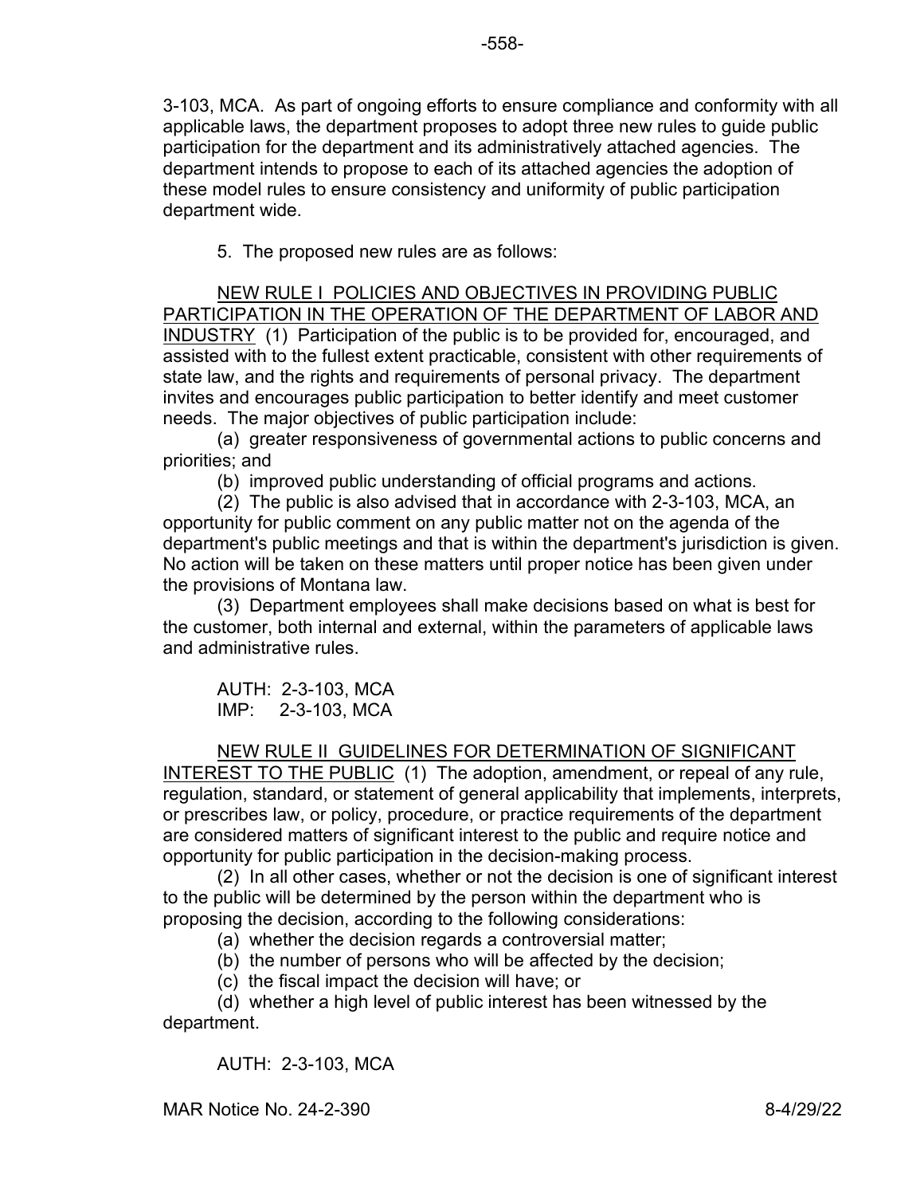3-103, MCA. As part of ongoing efforts to ensure compliance and conformity with all applicable laws, the department proposes to adopt three new rules to guide public participation for the department and its administratively attached agencies. The department intends to propose to each of its attached agencies the adoption of these model rules to ensure consistency and uniformity of public participation department wide.

5. The proposed new rules are as follows:

NEW RULE I POLICIES AND OBJECTIVES IN PROVIDING PUBLIC PARTICIPATION IN THE OPERATION OF THE DEPARTMENT OF LABOR AND INDUSTRY (1) Participation of the public is to be provided for, encouraged, and assisted with to the fullest extent practicable, consistent with other requirements of state law, and the rights and requirements of personal privacy. The department invites and encourages public participation to better identify and meet customer needs. The major objectives of public participation include:

(a) greater responsiveness of governmental actions to public concerns and priorities; and

(b) improved public understanding of official programs and actions.

(2) The public is also advised that in accordance with 2-3-103, MCA, an opportunity for public comment on any public matter not on the agenda of the department's public meetings and that is within the department's jurisdiction is given. No action will be taken on these matters until proper notice has been given under the provisions of Montana law.

(3) Department employees shall make decisions based on what is best for the customer, both internal and external, within the parameters of applicable laws and administrative rules.

AUTH: 2-3-103, MCA
IMP: 2-3-103, MCA

NEW RULE II GUIDELINES FOR DETERMINATION OF SIGNIFICANT INTEREST TO THE PUBLIC (1) The adoption, amendment, or repeal of any rule, regulation, standard, or statement of general applicability that implements, interprets, or prescribes law, or policy, procedure, or practice requirements of the department are considered matters of significant interest to the public and require notice and opportunity for public participation in the decision-making process.

(2) In all other cases, whether or not the decision is one of significant interest to the public will be determined by the person within the department who is proposing the decision, according to the following considerations:

(a) whether the decision regards a controversial matter;

(b) the number of persons who will be affected by the decision;

(c) the fiscal impact the decision will have; or

(d) whether a high level of public interest has been witnessed by the department.

AUTH: 2-3-103, MCA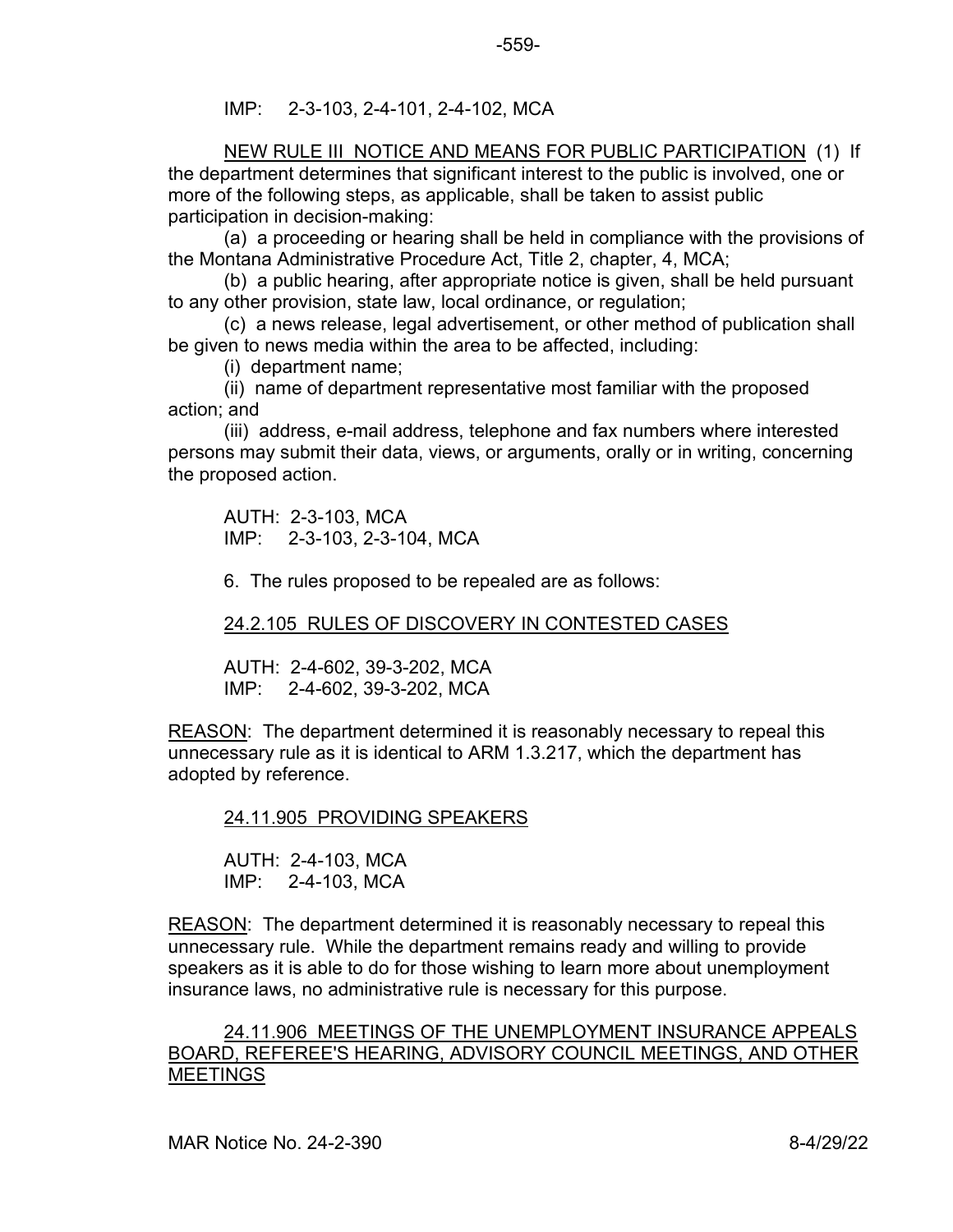IMP: 2-3-103, 2-4-101, 2-4-102, MCA

NEW RULE III NOTICE AND MEANS FOR PUBLIC PARTICIPATION (1) If the department determines that significant interest to the public is involved, one or more of the following steps, as applicable, shall be taken to assist public participation in decision-making:

(a) a proceeding or hearing shall be held in compliance with the provisions of the Montana Administrative Procedure Act, Title 2, chapter, 4, MCA;

(b) a public hearing, after appropriate notice is given, shall be held pursuant to any other provision, state law, local ordinance, or regulation;

(c) a news release, legal advertisement, or other method of publication shall be given to news media within the area to be affected, including:

(i) department name;

(ii) name of department representative most familiar with the proposed action; and

(iii) address, e-mail address, telephone and fax numbers where interested persons may submit their data, views, or arguments, orally or in writing, concerning the proposed action.

AUTH: 2-3-103, MCA
IMP: 2-3-103, 2-3-104, MCA

6. The rules proposed to be repealed are as follows:

24.2.105 RULES OF DISCOVERY IN CONTESTED CASES

AUTH: 2-4-602, 39-3-202, MCA
IMP: 2-4-602, 39-3-202, MCA

REASON: The department determined it is reasonably necessary to repeal this unnecessary rule as it is identical to ARM 1.3.217, which the department has adopted by reference.

24.11.905 PROVIDING SPEAKERS

AUTH: 2-4-103, MCA
IMP: 2-4-103, MCA

REASON: The department determined it is reasonably necessary to repeal this unnecessary rule. While the department remains ready and willing to provide speakers as it is able to do for those wishing to learn more about unemployment insurance laws, no administrative rule is necessary for this purpose.

24.11.906 MEETINGS OF THE UNEMPLOYMENT INSURANCE APPEALS BOARD, REFEREE'S HEARING, ADVISORY COUNCIL MEETINGS, AND OTHER MEETINGS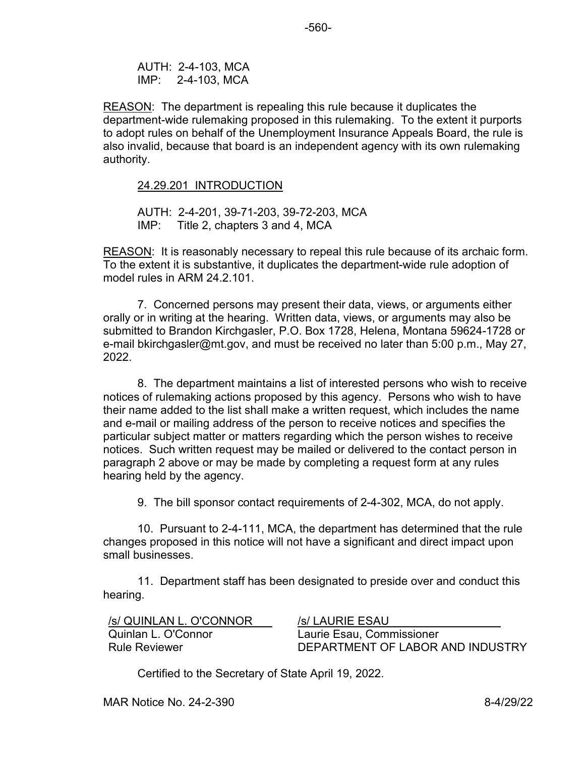AUTH: 2-4-103, MCA
IMP: 2-4-103, MCA

REASON: The department is repealing this rule because it duplicates the department-wide rulemaking proposed in this rulemaking. To the extent it purports to adopt rules on behalf of the Unemployment Insurance Appeals Board, the rule is also invalid, because that board is an independent agency with its own rulemaking authority.

24.29.201 INTRODUCTION

AUTH: 2-4-201, 39-71-203, 39-72-203, MCA
IMP: Title 2, chapters 3 and 4, MCA

REASON: It is reasonably necessary to repeal this rule because of its archaic form. To the extent it is substantive, it duplicates the department-wide rule adoption of model rules in ARM 24.2.101.

7. Concerned persons may present their data, views, or arguments either orally or in writing at the hearing. Written data, views, or arguments may also be submitted to Brandon Kirchgasler, P.O. Box 1728, Helena, Montana 59624-1728 or e-mail bkirchgasler@mt.gov, and must be received no later than 5:00 p.m., May 27, 2022.

8. The department maintains a list of interested persons who wish to receive notices of rulemaking actions proposed by this agency. Persons who wish to have their name added to the list shall make a written request, which includes the name and e-mail or mailing address of the person to receive notices and specifies the particular subject matter or matters regarding which the person wishes to receive notices. Such written request may be mailed or delivered to the contact person in paragraph 2 above or may be made by completing a request form at any rules hearing held by the agency.

9. The bill sponsor contact requirements of 2-4-302, MCA, do not apply.

10. Pursuant to 2-4-111, MCA, the department has determined that the rule changes proposed in this notice will not have a significant and direct impact upon small businesses.

11. Department staff has been designated to preside over and conduct this hearing.

| | |
|---|---|
| /s/ QUINLAN L. O'CONNOR | /s/ LAURIE ESAU |
| Quinlan L. O'Connor | Laurie Esau, Commissioner |
| Rule Reviewer | DEPARTMENT OF LABOR AND INDUSTRY |

Certified to the Secretary of State April 19, 2022.

MAR Notice No. 24-2-390